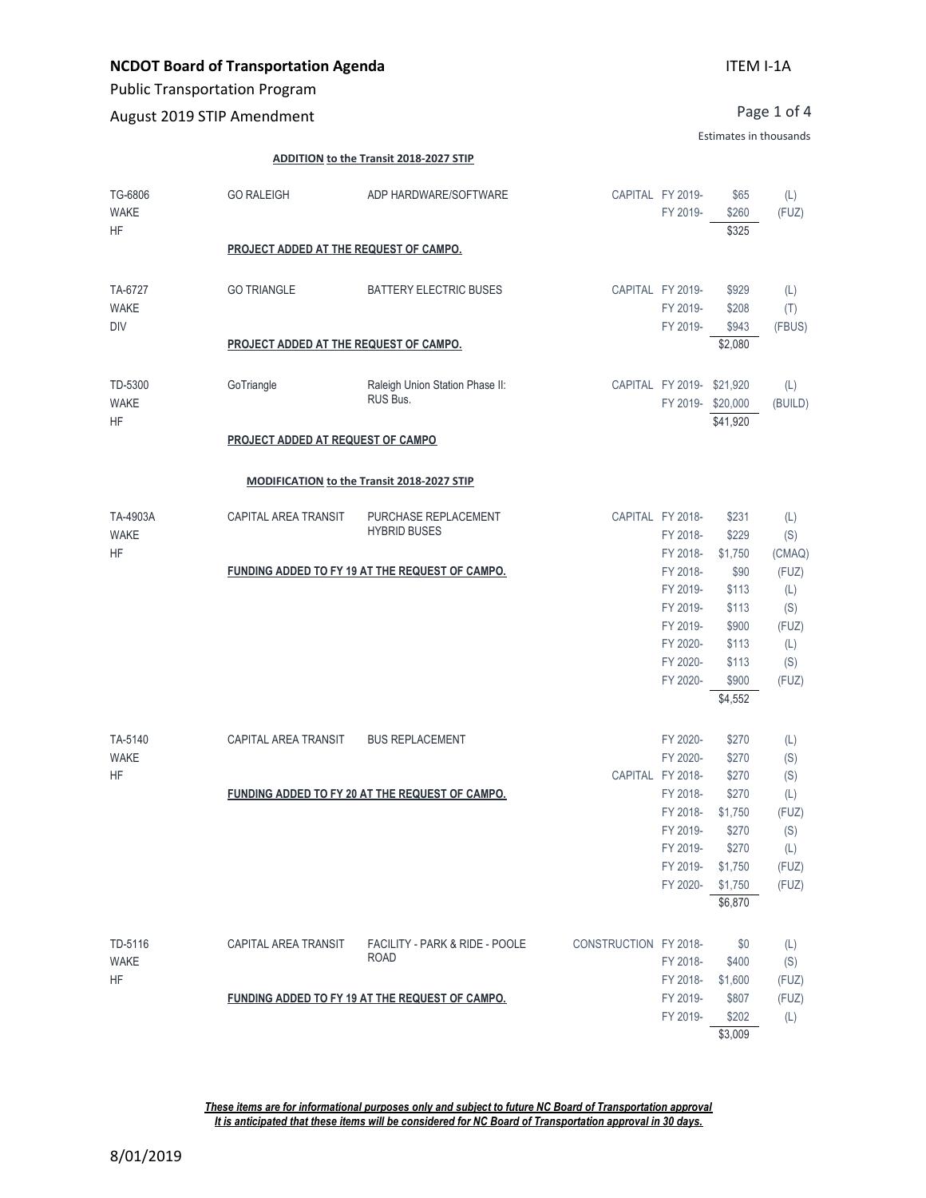# NCDOT Board of Transportation Agenda

ITEM I-1A

Public Transportation Program

August 2019 STIP Amendment

Estimates in thousands

**ADDITION to the Transit 2018-2027 STIP**

| ID / County / Tier | Sponsor | Description | Phase | FY | Amount | Fund |
|---|---|---|---|---|---|---|
| TG-6806 | GO RALEIGH | ADP HARDWARE/SOFTWARE | CAPITAL | FY 2019- | $65 | (L) |
| WAKE | | | | FY 2019- | $260 | (FUZ) |
| HF | | | | | $325 | |
| | **PROJECT ADDED AT THE REQUEST OF CAMPO.** | | | | | |
| TA-6727 | GO TRIANGLE | BATTERY ELECTRIC BUSES | CAPITAL | FY 2019- | $929 | (L) |
| WAKE | | | | FY 2019- | $208 | (T) |
| DIV | | | | FY 2019- | $943 | (FBUS) |
| | **PROJECT ADDED AT THE REQUEST OF CAMPO.** | | | | $2,080 | |
| TD-5300 | GoTriangle | Raleigh Union Station Phase II: RUS Bus. | CAPITAL | FY 2019- | $21,920 | (L) |
| WAKE | | | | FY 2019- | $20,000 | (BUILD) |
| HF | | | | | $41,920 | |
| | **PROJECT ADDED AT REQUEST OF CAMPO** | | | | | |

**MODIFICATION to the Transit 2018-2027 STIP**

| ID / County / Tier | Sponsor | Description | Phase | FY | Amount | Fund |
|---|---|---|---|---|---|---|
| TA-4903A | CAPITAL AREA TRANSIT | PURCHASE REPLACEMENT HYBRID BUSES | CAPITAL | FY 2018- | $231 | (L) |
| WAKE | | | | FY 2018- | $229 | (S) |
| HF | | | | FY 2018- | $1,750 | (CMAQ) |
| | **FUNDING ADDED TO FY 19 AT THE REQUEST OF CAMPO.** | | | FY 2018- | $90 | (FUZ) |
| | | | | FY 2019- | $113 | (L) |
| | | | | FY 2019- | $113 | (S) |
| | | | | FY 2019- | $900 | (FUZ) |
| | | | | FY 2020- | $113 | (L) |
| | | | | FY 2020- | $113 | (S) |
| | | | | FY 2020- | $900 | (FUZ) |
| | | | | | $4,552 | |
| TA-5140 | CAPITAL AREA TRANSIT | BUS REPLACEMENT | | FY 2020- | $270 | (L) |
| WAKE | | | | FY 2020- | $270 | (S) |
| HF | | | CAPITAL | FY 2018- | $270 | (S) |
| | **FUNDING ADDED TO FY 20 AT THE REQUEST OF CAMPO.** | | | FY 2018- | $270 | (L) |
| | | | | FY 2018- | $1,750 | (FUZ) |
| | | | | FY 2019- | $270 | (S) |
| | | | | FY 2019- | $270 | (L) |
| | | | | FY 2019- | $1,750 | (FUZ) |
| | | | | FY 2020- | $1,750 | (FUZ) |
| | | | | | $6,870 | |
| TD-5116 | CAPITAL AREA TRANSIT | FACILITY - PARK & RIDE - POOLE ROAD | CONSTRUCTION | FY 2018- | $0 | (L) |
| WAKE | | | | FY 2018- | $400 | (S) |
| HF | | | | FY 2018- | $1,600 | (FUZ) |
| | **FUNDING ADDED TO FY 19 AT THE REQUEST OF CAMPO.** | | | FY 2019- | $807 | (FUZ) |
| | | | | FY 2019- | $202 | (L) |
| | | | | | $3,009 | |

***These items are for informational purposes only and subject to future NC Board of Transportation approval***
***It is anticipated that these items will be considered for NC Board of Transportation approval in 30 days.***

8/01/2019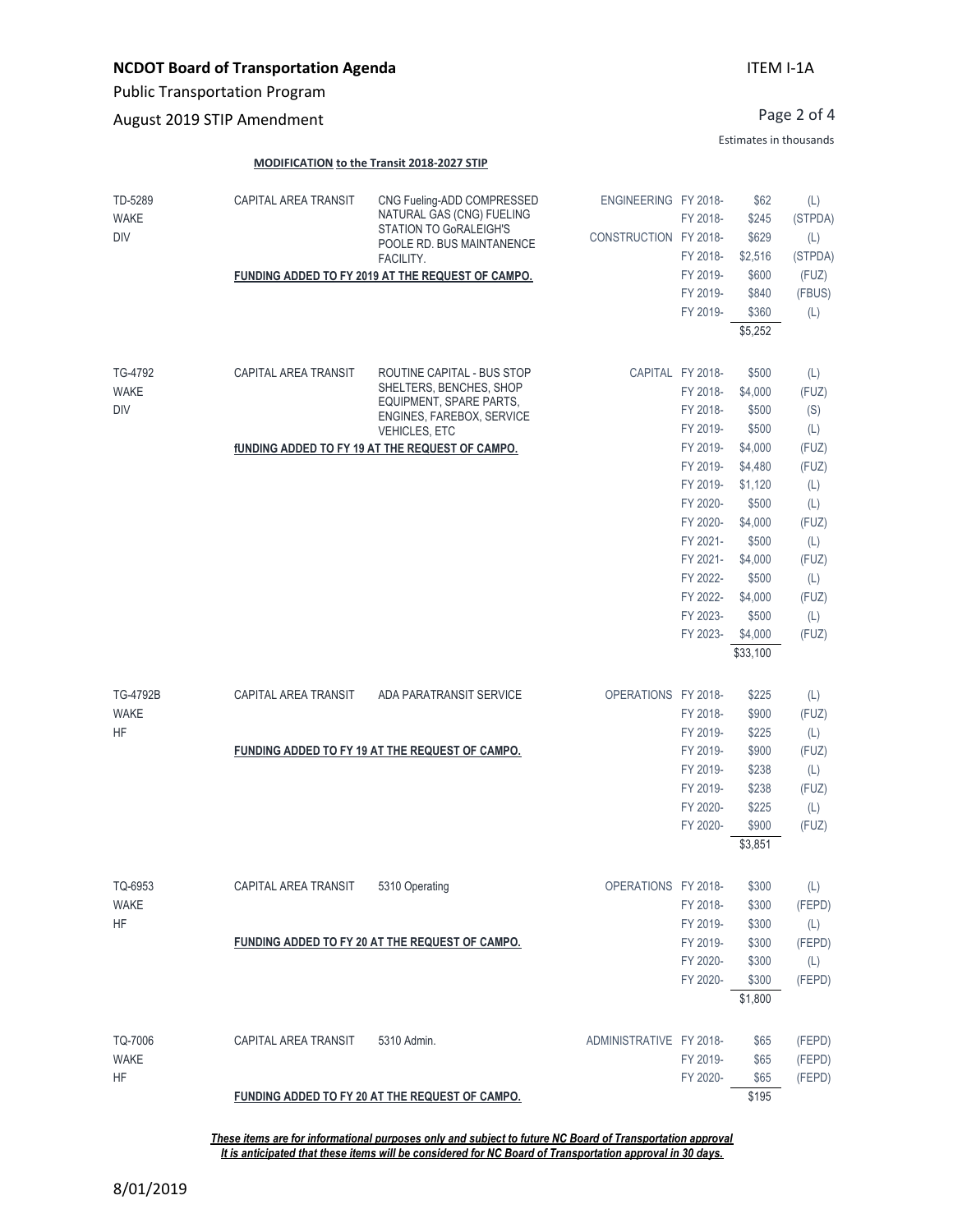**MODIFICATION to the Transit 2018-2027 STIP**

| ID / County / Division | Sponsor | Description | Phase | Fiscal Year | Amount | Fund |
|---|---|---|---|---|---|---|
| TD-5289 WAKE DIV | CAPITAL AREA TRANSIT | CNG Fueling-ADD COMPRESSED NATURAL GAS (CNG) FUELING STATION TO GoRALEIGH'S POOLE RD. BUS MAINTANENCE FACILITY. | ENGINEERING | FY 2018- | $62 | (L) |
| | | | | FY 2018- | $245 | (STPDA) |
| | | | CONSTRUCTION | FY 2018- | $629 | (L) |
| | | | | FY 2018- | $2,516 | (STPDA) |
| | | **FUNDING ADDED TO FY 2019 AT THE REQUEST OF CAMPO.** | | FY 2019- | $600 | (FUZ) |
| | | | | FY 2019- | $840 | (FBUS) |
| | | | | FY 2019- | $360 | (L) |
| | | | | | $5,252 | |
| TG-4792 WAKE DIV | CAPITAL AREA TRANSIT | ROUTINE CAPITAL - BUS STOP SHELTERS, BENCHES, SHOP EQUIPMENT, SPARE PARTS, ENGINES, FAREBOX, SERVICE VEHICLES, ETC | CAPITAL | FY 2018- | $500 | (L) |
| | | | | FY 2018- | $4,000 | (FUZ) |
| | | | | FY 2018- | $500 | (S) |
| | | | | FY 2019- | $500 | (L) |
| | | **fUNDING ADDED TO FY 19 AT THE REQUEST OF CAMPO.** | | FY 2019- | $4,000 | (FUZ) |
| | | | | FY 2019- | $4,480 | (FUZ) |
| | | | | FY 2019- | $1,120 | (L) |
| | | | | FY 2020- | $500 | (L) |
| | | | | FY 2020- | $4,000 | (FUZ) |
| | | | | FY 2021- | $500 | (L) |
| | | | | FY 2021- | $4,000 | (FUZ) |
| | | | | FY 2022- | $500 | (L) |
| | | | | FY 2022- | $4,000 | (FUZ) |
| | | | | FY 2023- | $500 | (L) |
| | | | | FY 2023- | $4,000 | (FUZ) |
| | | | | | $33,100 | |
| TG-4792B WAKE HF | CAPITAL AREA TRANSIT | ADA PARATRANSIT SERVICE | OPERATIONS | FY 2018- | $225 | (L) |
| | | | | FY 2018- | $900 | (FUZ) |
| | | | | FY 2019- | $225 | (L) |
| | | **FUNDING ADDED TO FY 19 AT THE REQUEST OF CAMPO.** | | FY 2019- | $900 | (FUZ) |
| | | | | FY 2019- | $238 | (L) |
| | | | | FY 2019- | $238 | (FUZ) |
| | | | | FY 2020- | $225 | (L) |
| | | | | FY 2020- | $900 | (FUZ) |
| | | | | | $3,851 | |
| TQ-6953 WAKE HF | CAPITAL AREA TRANSIT | 5310 Operating | OPERATIONS | FY 2018- | $300 | (L) |
| | | | | FY 2018- | $300 | (FEPD) |
| | | | | FY 2019- | $300 | (L) |
| | | **FUNDING ADDED TO FY 20 AT THE REQUEST OF CAMPO.** | | FY 2019- | $300 | (FEPD) |
| | | | | FY 2020- | $300 | (L) |
| | | | | FY 2020- | $300 | (FEPD) |
| | | | | | $1,800 | |
| TQ-7006 WAKE HF | CAPITAL AREA TRANSIT | 5310 Admin. | ADMINISTRATIVE | FY 2018- | $65 | (FEPD) |
| | | | | FY 2019- | $65 | (FEPD) |
| | | | | FY 2020- | $65 | (FEPD) |
| | | **FUNDING ADDED TO FY 20 AT THE REQUEST OF CAMPO.** | | | $195 | |

***These items are for informational purposes only and subject to future NC Board of Transportation approval***
***It is anticipated that these items will be considered for NC Board of Transportation approval in 30 days.***

8/01/2019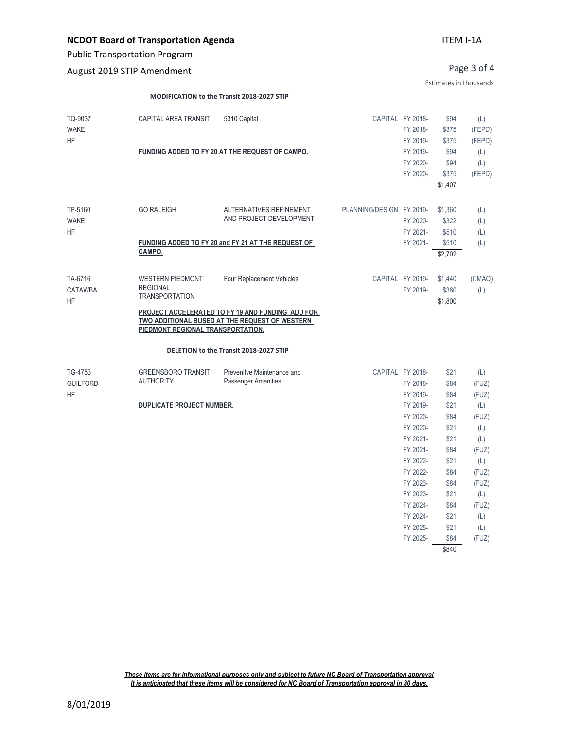**NCDOT Board of Transportation Agenda**

Public Transportation Program

August 2019 STIP Amendment

ITEM I-1A

Estimates in thousands

**MODIFICATION to the Transit 2018-2027 STIP**

| Project | Agency | Description | Work Type | Fiscal Year | Amount | Fund |
|---|---|---|---|---|---|---|
| TQ-9037<br>WAKE<br>HF | CAPITAL AREA TRANSIT | 5310 Capital | CAPITAL | FY 2018- | $94 | (L) |
| | | | | FY 2018- | $375 | (FEPD) |
| | | | | FY 2019- | $375 | (FEPD) |
| | **FUNDING ADDED TO FY 20 AT THE REQUEST OF CAMPO.** | | | FY 2019- | $94 | (L) |
| | | | | FY 2020- | $94 | (L) |
| | | | | FY 2020- | $375 | (FEPD) |
| | | | | | $1,407 | |
| TP-5160<br>WAKE<br>HF | GO RALEIGH | ALTERNATIVES REFINEMENT AND PROJECT DEVELOPMENT | PLANNING/DESIGN | FY 2019- | $1,360 | (L) |
| | | | | FY 2020- | $322 | (L) |
| | | | | FY 2021- | $510 | (L) |
| | **FUNDING ADDED TO FY 20 and FY 21 AT THE REQUEST OF CAMPO.** | | | FY 2021- | $510 | (L) |
| | | | | | $2,702 | |
| TA-6716<br>CATAWBA<br>HF | WESTERN PIEDMONT REGIONAL TRANSPORTATION | Four Replacement Vehicles | CAPITAL | FY 2019- | $1,440 | (CMAQ) |
| | | | | FY 2019- | $360 | (L) |
| | | | | | $1,800 | |
| | **PROJECT ACCELERATED TO FY 19 AND FUNDING ADD FOR TWO ADDITIONAL BUSED AT THE REQUEST OF WESTERN PIEDMONT REGIONAL TRANSPORTATION.** | | | | | |

**DELETION to the Transit 2018-2027 STIP**

| Project | Agency | Description | Work Type | Fiscal Year | Amount | Fund |
|---|---|---|---|---|---|---|
| TG-4753<br>GUILFORD<br>HF | GREENSBORO TRANSIT AUTHORITY | Prevenitve Maintenance and Passenger Amenities | CAPITAL | FY 2018- | $21 | (L) |
| | | | | FY 2018- | $84 | (FUZ) |
| | | | | FY 2019- | $84 | (FUZ) |
| | **DUPLICATE PROJECT NUMBER.** | | | FY 2019- | $21 | (L) |
| | | | | FY 2020- | $84 | (FUZ) |
| | | | | FY 2020- | $21 | (L) |
| | | | | FY 2021- | $21 | (L) |
| | | | | FY 2021- | $84 | (FUZ) |
| | | | | FY 2022- | $21 | (L) |
| | | | | FY 2022- | $84 | (FUZ) |
| | | | | FY 2023- | $84 | (FUZ) |
| | | | | FY 2023- | $21 | (L) |
| | | | | FY 2024- | $84 | (FUZ) |
| | | | | FY 2024- | $21 | (L) |
| | | | | FY 2025- | $21 | (L) |
| | | | | FY 2025- | $84 | (FUZ) |
| | | | | | $840 | |

***These items are for informational purposes only and subject to future NC Board of Transportation approval***
***It is anticipated that these items will be considered for NC Board of Transportation approval in 30 days.***

8/01/2019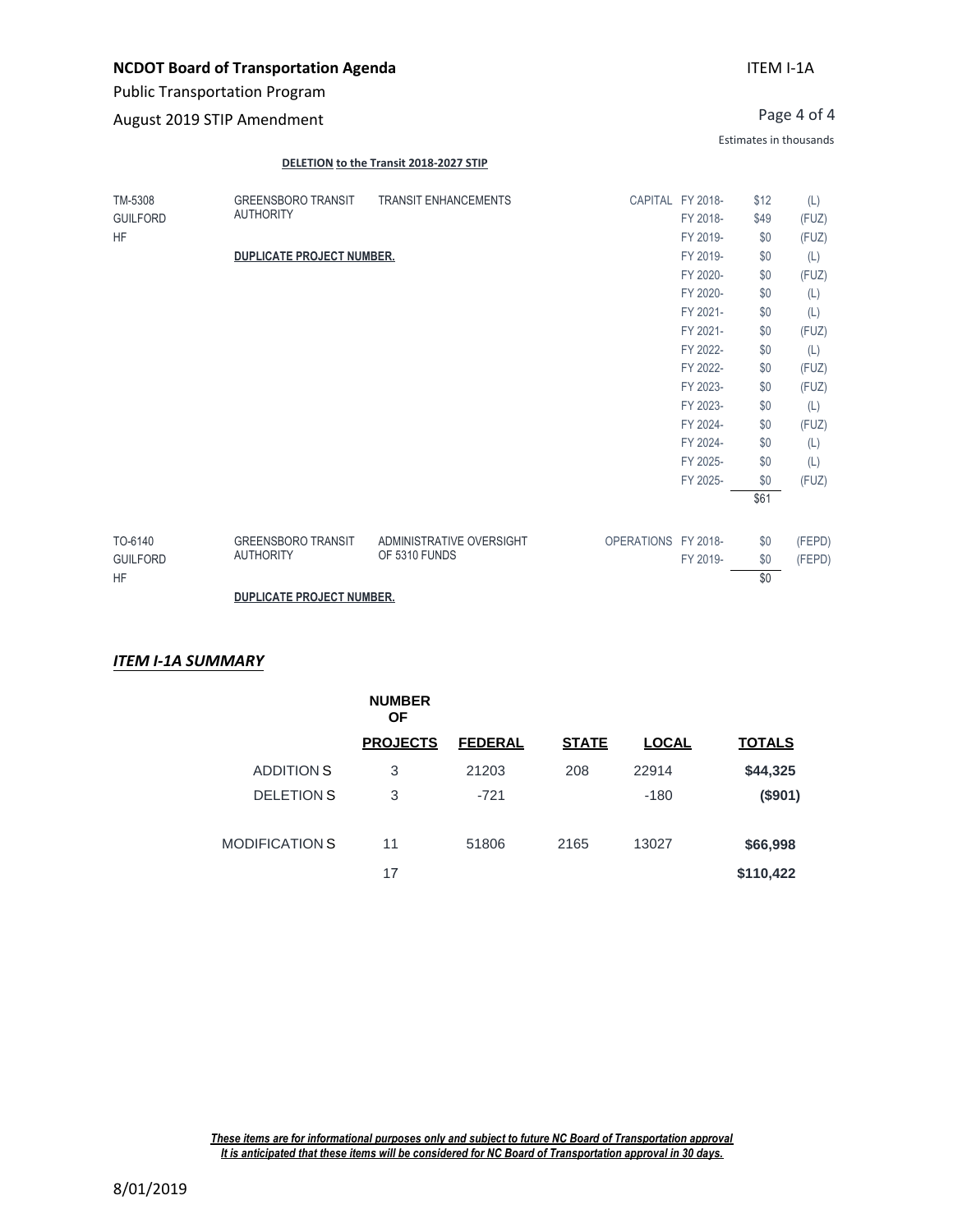**NCDOT Board of Transportation Agenda**

Public Transportation Program

August 2019 STIP Amendment

ITEM I-1A

Estimates in thousands

**DELETION to the Transit 2018-2027 STIP**

| | | | | | | |
|---|---|---|---|---|---|---|
| TM-5308<br>GUILFORD<br>HF | GREENSBORO TRANSIT AUTHORITY | TRANSIT ENHANCEMENTS | CAPITAL | FY 2018- | $12 | (L) |
| | | | | FY 2018- | $49 | (FUZ) |
| | | | | FY 2019- | $0 | (FUZ) |
| | **DUPLICATE PROJECT NUMBER.** | | | FY 2019- | $0 | (L) |
| | | | | FY 2020- | $0 | (FUZ) |
| | | | | FY 2020- | $0 | (L) |
| | | | | FY 2021- | $0 | (L) |
| | | | | FY 2021- | $0 | (FUZ) |
| | | | | FY 2022- | $0 | (L) |
| | | | | FY 2022- | $0 | (FUZ) |
| | | | | FY 2023- | $0 | (FUZ) |
| | | | | FY 2023- | $0 | (L) |
| | | | | FY 2024- | $0 | (FUZ) |
| | | | | FY 2024- | $0 | (L) |
| | | | | FY 2025- | $0 | (L) |
| | | | | FY 2025- | $0 | (FUZ) |
| | | | | | $61 | |
| TO-6140<br>GUILFORD<br>HF | GREENSBORO TRANSIT AUTHORITY | ADMINISTRATIVE OVERSIGHT OF 5310 FUNDS | OPERATIONS | FY 2018- | $0 | (FEPD) |
| | | | | FY 2019- | $0 | (FEPD) |
| | | | | | $0 | |
| | **DUPLICATE PROJECT NUMBER.** | | | | | |

### ***ITEM I-1A SUMMARY***

| | NUMBER OF PROJECTS | FEDERAL | STATE | LOCAL | TOTALS |
|---|---|---|---|---|---|
| ADDITIONS | 3 | 21203 | 208 | 22914 | **$44,325** |
| DELETIONS | 3 | -721 | | -180 | **($901)** |
| MODIFICATIONS | 11 | 51806 | 2165 | 13027 | **$66,998** |
| | 17 | | | | **$110,422** |

***These items are for informational purposes only and subject to future NC Board of Transportation approval***
***It is anticipated that these items will be considered for NC Board of Transportation approval in 30 days.***

8/01/2019